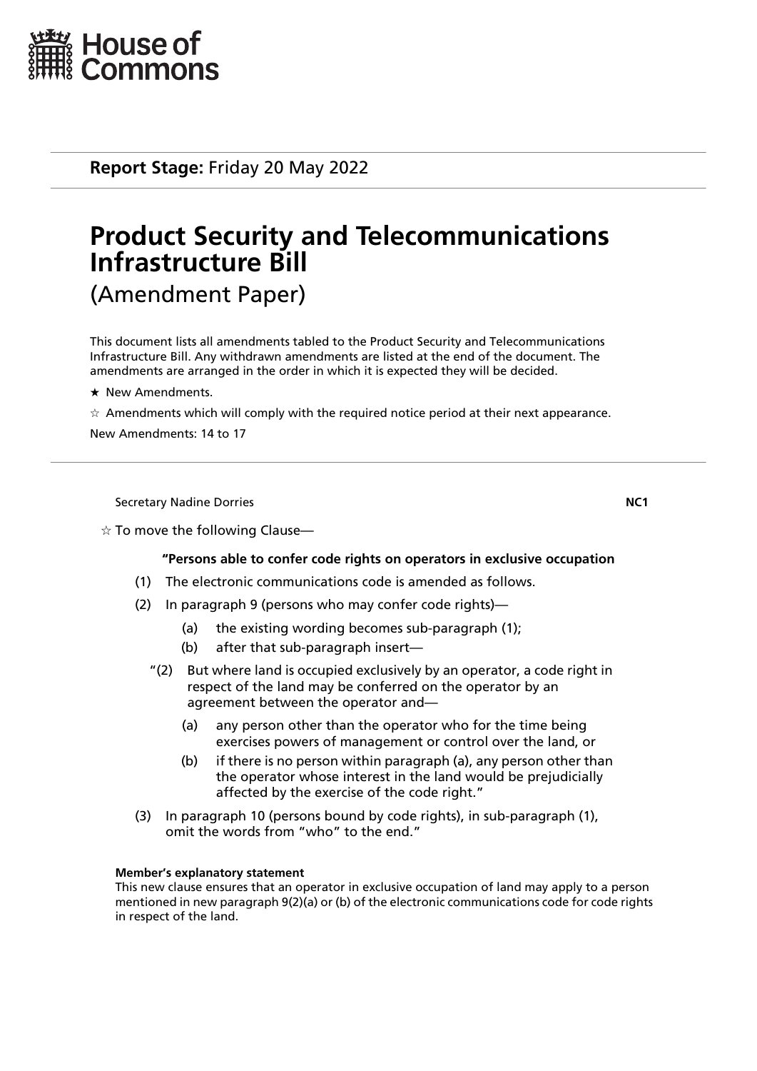House of Commons

**Report Stage:** Friday 20 May 2022

# Product Security and Telecommunications Infrastructure Bill

(Amendment Paper)

This document lists all amendments tabled to the Product Security and Telecommunications Infrastructure Bill. Any withdrawn amendments are listed at the end of the document. The amendments are arranged in the order in which it is expected they will be decided.

★ New Amendments.

☆ Amendments which will comply with the required notice period at their next appearance.

New Amendments: 14 to 17

---

Secretary Nadine Dorries **NC1**

☆ To move the following Clause—

**"Persons able to confer code rights on operators in exclusive occupation**

(1) The electronic communications code is amended as follows.

(2) In paragraph 9 (persons who may confer code rights)—

  (a) the existing wording becomes sub-paragraph (1);

  (b) after that sub-paragraph insert—

 "(2) But where land is occupied exclusively by an operator, a code right in respect of the land may be conferred on the operator by an agreement between the operator and—

  (a) any person other than the operator who for the time being exercises powers of management or control over the land, or

  (b) if there is no person within paragraph (a), any person other than the operator whose interest in the land would be prejudicially affected by the exercise of the code right."

(3) In paragraph 10 (persons bound by code rights), in sub-paragraph (1), omit the words from "who" to the end."

**Member's explanatory statement**

This new clause ensures that an operator in exclusive occupation of land may apply to a person mentioned in new paragraph 9(2)(a) or (b) of the electronic communications code for code rights in respect of the land.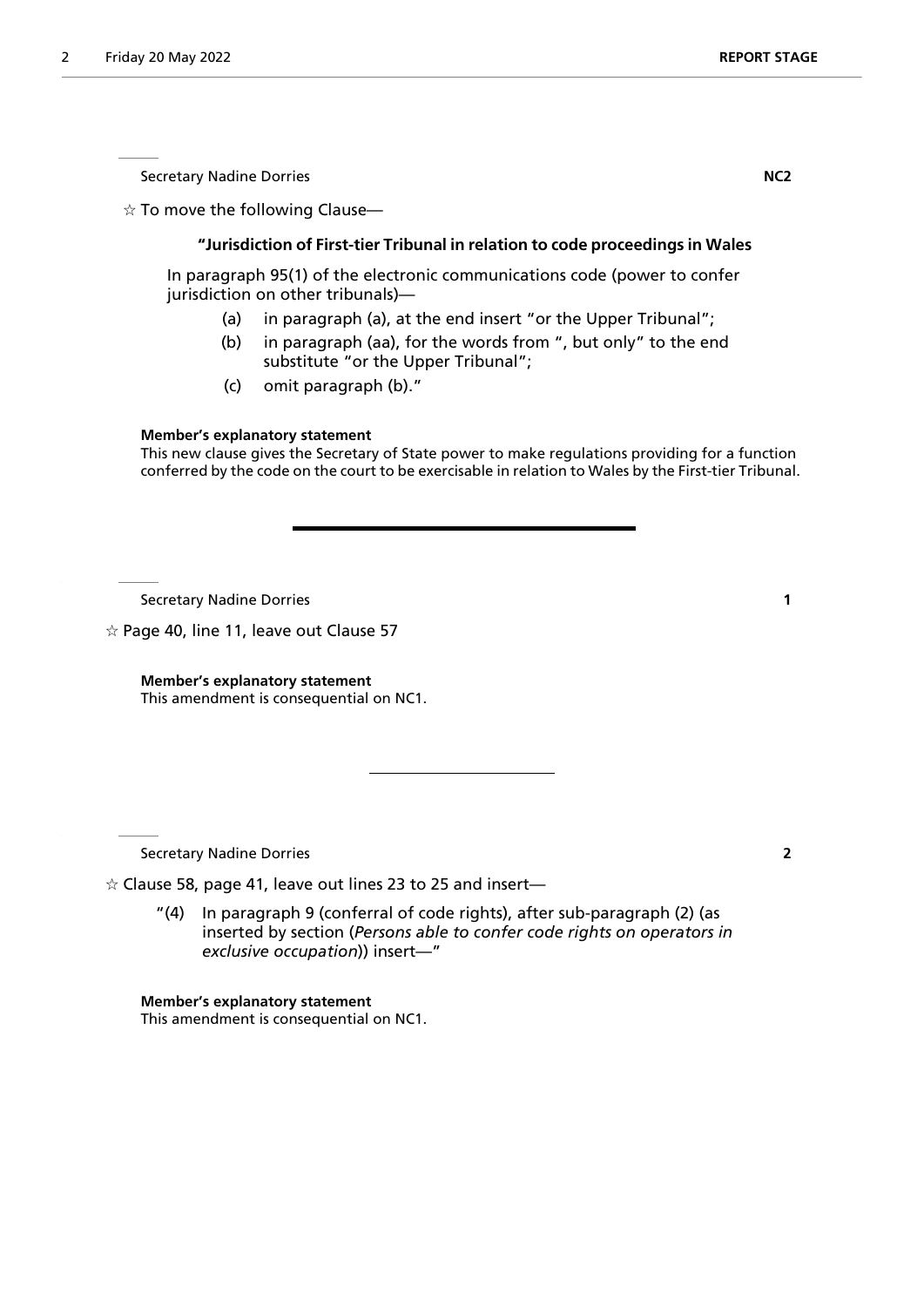Secretary Nadine Dorries **NC2**

☆ To move the following Clause—

**"Jurisdiction of First-tier Tribunal in relation to code proceedings in Wales**

In paragraph 95(1) of the electronic communications code (power to confer jurisdiction on other tribunals)—

- (a) in paragraph (a), at the end insert "or the Upper Tribunal";
- (b) in paragraph (aa), for the words from ", but only" to the end substitute "or the Upper Tribunal";
- (c) omit paragraph (b)."

**Member's explanatory statement**

This new clause gives the Secretary of State power to make regulations providing for a function conferred by the code on the court to be exercisable in relation to Wales by the First-tier Tribunal.

---

Secretary Nadine Dorries **1**

☆ Page 40, line 11, leave out Clause 57

**Member's explanatory statement**

This amendment is consequential on NC1.

---

Secretary Nadine Dorries **2**

☆ Clause 58, page 41, leave out lines 23 to 25 and insert—

"(4) In paragraph 9 (conferral of code rights), after sub-paragraph (2) (as inserted by section (*Persons able to confer code rights on operators in exclusive occupation*)) insert—"

**Member's explanatory statement**

This amendment is consequential on NC1.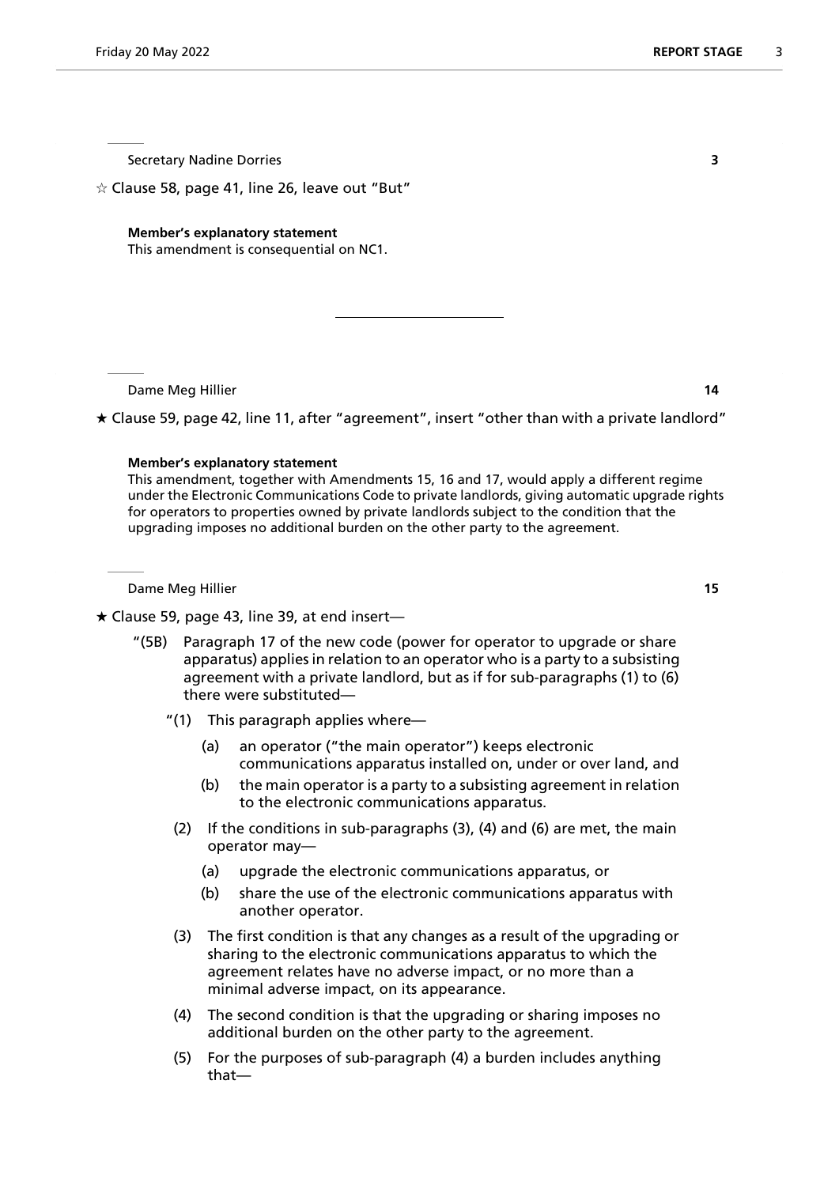Secretary Nadine Dorries **3**

☆ Clause 58, page 41, line 26, leave out "But"

**Member's explanatory statement**

This amendment is consequential on NC1.

---

Dame Meg Hillier **14**

★ Clause 59, page 42, line 11, after "agreement", insert "other than with a private landlord"

**Member's explanatory statement**

This amendment, together with Amendments 15, 16 and 17, would apply a different regime under the Electronic Communications Code to private landlords, giving automatic upgrade rights for operators to properties owned by private landlords subject to the condition that the upgrading imposes no additional burden on the other party to the agreement.

Dame Meg Hillier **15**

★ Clause 59, page 43, line 39, at end insert—

"(5B) Paragraph 17 of the new code (power for operator to upgrade or share apparatus) applies in relation to an operator who is a party to a subsisting agreement with a private landlord, but as if for sub-paragraphs (1) to (6) there were substituted—

"(1) This paragraph applies where—

(a) an operator ("the main operator") keeps electronic communications apparatus installed on, under or over land, and

(b) the main operator is a party to a subsisting agreement in relation to the electronic communications apparatus.

(2) If the conditions in sub-paragraphs (3), (4) and (6) are met, the main operator may—

(a) upgrade the electronic communications apparatus, or

(b) share the use of the electronic communications apparatus with another operator.

(3) The first condition is that any changes as a result of the upgrading or sharing to the electronic communications apparatus to which the agreement relates have no adverse impact, or no more than a minimal adverse impact, on its appearance.

(4) The second condition is that the upgrading or sharing imposes no additional burden on the other party to the agreement.

(5) For the purposes of sub-paragraph (4) a burden includes anything that—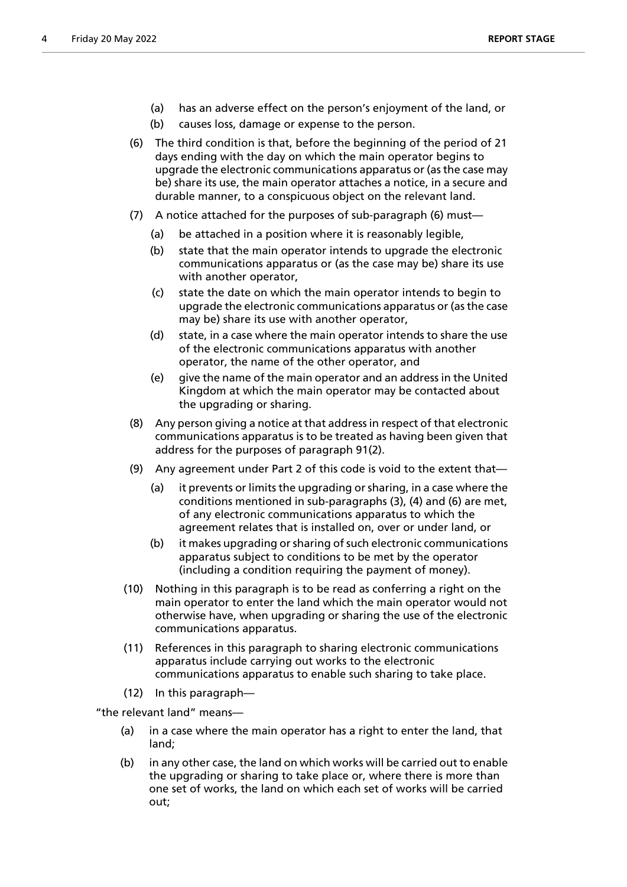(a) has an adverse effect on the person's enjoyment of the land, or

(b) causes loss, damage or expense to the person.

(6) The third condition is that, before the beginning of the period of 21 days ending with the day on which the main operator begins to upgrade the electronic communications apparatus or (as the case may be) share its use, the main operator attaches a notice, in a secure and durable manner, to a conspicuous object on the relevant land.

(7) A notice attached for the purposes of sub-paragraph (6) must—

(a) be attached in a position where it is reasonably legible,

(b) state that the main operator intends to upgrade the electronic communications apparatus or (as the case may be) share its use with another operator,

(c) state the date on which the main operator intends to begin to upgrade the electronic communications apparatus or (as the case may be) share its use with another operator,

(d) state, in a case where the main operator intends to share the use of the electronic communications apparatus with another operator, the name of the other operator, and

(e) give the name of the main operator and an address in the United Kingdom at which the main operator may be contacted about the upgrading or sharing.

(8) Any person giving a notice at that address in respect of that electronic communications apparatus is to be treated as having been given that address for the purposes of paragraph 91(2).

(9) Any agreement under Part 2 of this code is void to the extent that—

(a) it prevents or limits the upgrading or sharing, in a case where the conditions mentioned in sub-paragraphs (3), (4) and (6) are met, of any electronic communications apparatus to which the agreement relates that is installed on, over or under land, or

(b) it makes upgrading or sharing of such electronic communications apparatus subject to conditions to be met by the operator (including a condition requiring the payment of money).

(10) Nothing in this paragraph is to be read as conferring a right on the main operator to enter the land which the main operator would not otherwise have, when upgrading or sharing the use of the electronic communications apparatus.

(11) References in this paragraph to sharing electronic communications apparatus include carrying out works to the electronic communications apparatus to enable such sharing to take place.

(12) In this paragraph—

"the relevant land" means—

(a) in a case where the main operator has a right to enter the land, that land;

(b) in any other case, the land on which works will be carried out to enable the upgrading or sharing to take place or, where there is more than one set of works, the land on which each set of works will be carried out;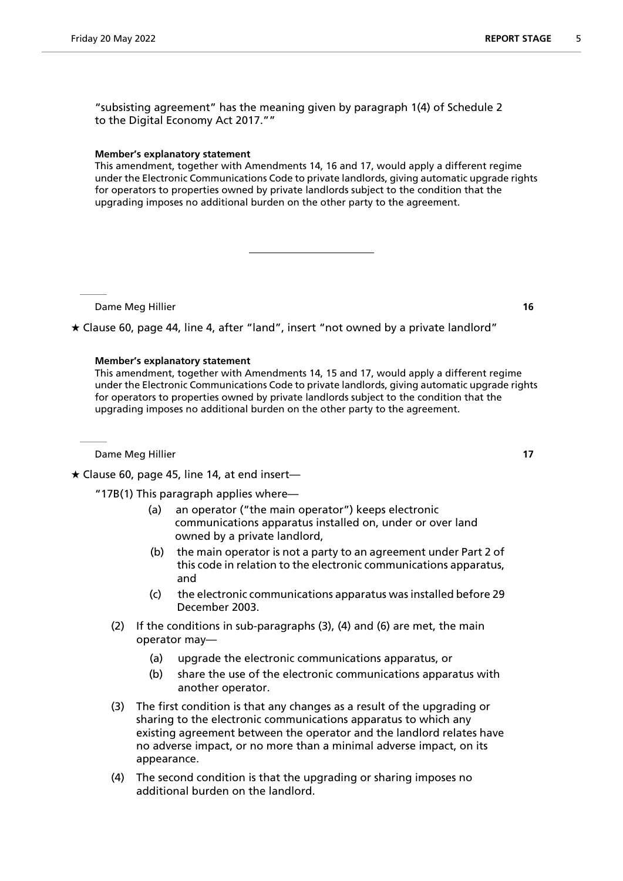"subsisting agreement" has the meaning given by paragraph 1(4) of Schedule 2 to the Digital Economy Act 2017.""

**Member's explanatory statement**

This amendment, together with Amendments 14, 16 and 17, would apply a different regime under the Electronic Communications Code to private landlords, giving automatic upgrade rights for operators to properties owned by private landlords subject to the condition that the upgrading imposes no additional burden on the other party to the agreement.

---

Dame Meg Hillier **16**

★ Clause 60, page 44, line 4, after "land", insert "not owned by a private landlord"

**Member's explanatory statement**

This amendment, together with Amendments 14, 15 and 17, would apply a different regime under the Electronic Communications Code to private landlords, giving automatic upgrade rights for operators to properties owned by private landlords subject to the condition that the upgrading imposes no additional burden on the other party to the agreement.

Dame Meg Hillier **17**

★ Clause 60, page 45, line 14, at end insert—

"17B(1) This paragraph applies where—

(a) an operator ("the main operator") keeps electronic communications apparatus installed on, under or over land owned by a private landlord,

(b) the main operator is not a party to an agreement under Part 2 of this code in relation to the electronic communications apparatus, and

(c) the electronic communications apparatus was installed before 29 December 2003.

(2) If the conditions in sub-paragraphs (3), (4) and (6) are met, the main operator may—

(a) upgrade the electronic communications apparatus, or

(b) share the use of the electronic communications apparatus with another operator.

(3) The first condition is that any changes as a result of the upgrading or sharing to the electronic communications apparatus to which any existing agreement between the operator and the landlord relates have no adverse impact, or no more than a minimal adverse impact, on its appearance.

(4) The second condition is that the upgrading or sharing imposes no additional burden on the landlord.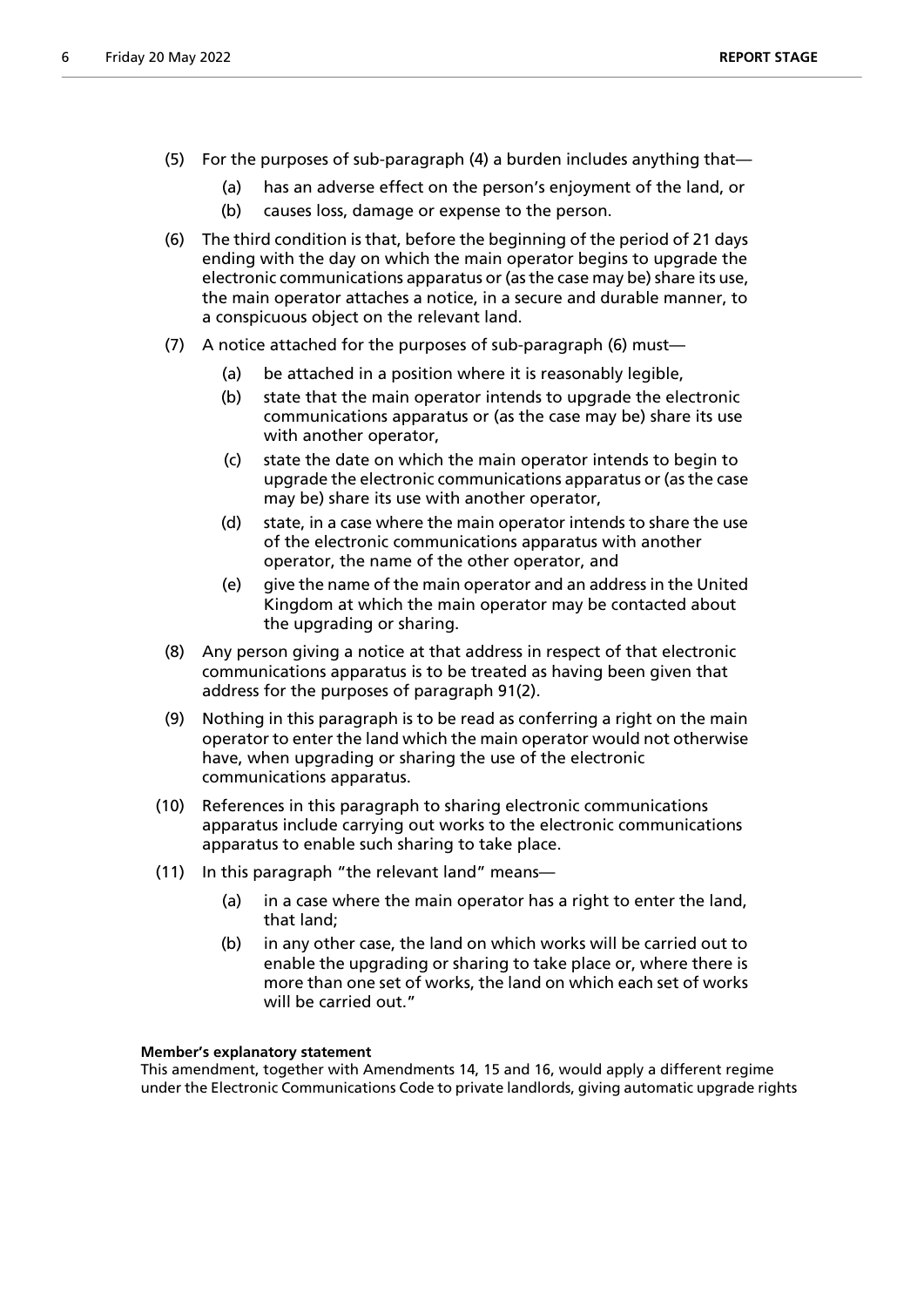(5) For the purposes of sub-paragraph (4) a burden includes anything that—

  (a) has an adverse effect on the person's enjoyment of the land, or

  (b) causes loss, damage or expense to the person.

(6) The third condition is that, before the beginning of the period of 21 days ending with the day on which the main operator begins to upgrade the electronic communications apparatus or (as the case may be) share its use, the main operator attaches a notice, in a secure and durable manner, to a conspicuous object on the relevant land.

(7) A notice attached for the purposes of sub-paragraph (6) must—

  (a) be attached in a position where it is reasonably legible,

  (b) state that the main operator intends to upgrade the electronic communications apparatus or (as the case may be) share its use with another operator,

  (c) state the date on which the main operator intends to begin to upgrade the electronic communications apparatus or (as the case may be) share its use with another operator,

  (d) state, in a case where the main operator intends to share the use of the electronic communications apparatus with another operator, the name of the other operator, and

  (e) give the name of the main operator and an address in the United Kingdom at which the main operator may be contacted about the upgrading or sharing.

(8) Any person giving a notice at that address in respect of that electronic communications apparatus is to be treated as having been given that address for the purposes of paragraph 91(2).

(9) Nothing in this paragraph is to be read as conferring a right on the main operator to enter the land which the main operator would not otherwise have, when upgrading or sharing the use of the electronic communications apparatus.

(10) References in this paragraph to sharing electronic communications apparatus include carrying out works to the electronic communications apparatus to enable such sharing to take place.

(11) In this paragraph "the relevant land" means—

  (a) in a case where the main operator has a right to enter the land, that land;

  (b) in any other case, the land on which works will be carried out to enable the upgrading or sharing to take place or, where there is more than one set of works, the land on which each set of works will be carried out."

**Member's explanatory statement**

This amendment, together with Amendments 14, 15 and 16, would apply a different regime under the Electronic Communications Code to private landlords, giving automatic upgrade rights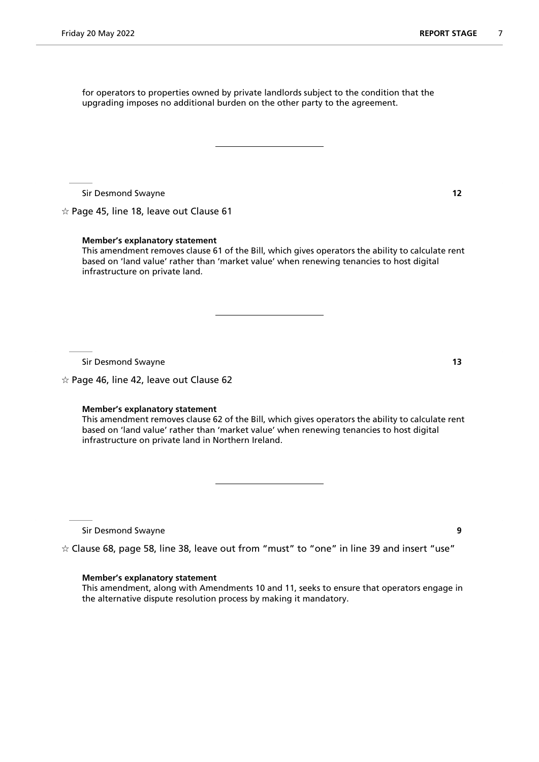for operators to properties owned by private landlords subject to the condition that the upgrading imposes no additional burden on the other party to the agreement.

---

Sir Desmond Swayne **12**

☆ Page 45, line 18, leave out Clause 61

**Member's explanatory statement**
This amendment removes clause 61 of the Bill, which gives operators the ability to calculate rent based on 'land value' rather than 'market value' when renewing tenancies to host digital infrastructure on private land.

---

Sir Desmond Swayne **13**

☆ Page 46, line 42, leave out Clause 62

**Member's explanatory statement**
This amendment removes clause 62 of the Bill, which gives operators the ability to calculate rent based on 'land value' rather than 'market value' when renewing tenancies to host digital infrastructure on private land in Northern Ireland.

---

Sir Desmond Swayne **9**

☆ Clause 68, page 58, line 38, leave out from "must" to "one" in line 39 and insert "use"

**Member's explanatory statement**
This amendment, along with Amendments 10 and 11, seeks to ensure that operators engage in the alternative dispute resolution process by making it mandatory.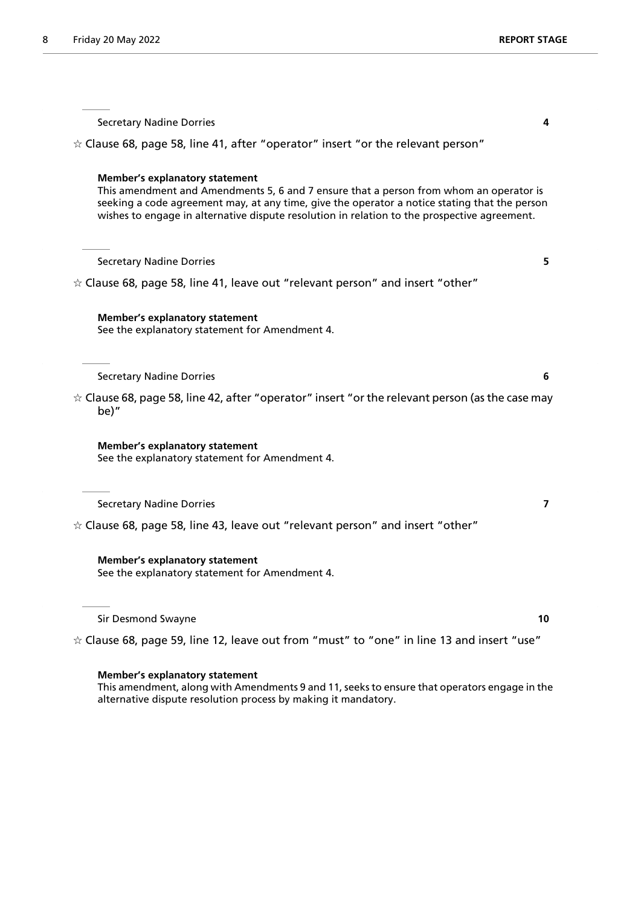Secretary Nadine Dorries **4**

☆ Clause 68, page 58, line 41, after "operator" insert "or the relevant person"

**Member's explanatory statement**
This amendment and Amendments 5, 6 and 7 ensure that a person from whom an operator is seeking a code agreement may, at any time, give the operator a notice stating that the person wishes to engage in alternative dispute resolution in relation to the prospective agreement.

---

Secretary Nadine Dorries **5**

☆ Clause 68, page 58, line 41, leave out "relevant person" and insert "other"

**Member's explanatory statement**
See the explanatory statement for Amendment 4.

---

Secretary Nadine Dorries **6**

☆ Clause 68, page 58, line 42, after "operator" insert "or the relevant person (as the case may be)"

**Member's explanatory statement**
See the explanatory statement for Amendment 4.

---

Secretary Nadine Dorries **7**

☆ Clause 68, page 58, line 43, leave out "relevant person" and insert "other"

**Member's explanatory statement**
See the explanatory statement for Amendment 4.

---

Sir Desmond Swayne **10**

☆ Clause 68, page 59, line 12, leave out from "must" to "one" in line 13 and insert "use"

**Member's explanatory statement**
This amendment, along with Amendments 9 and 11, seeks to ensure that operators engage in the alternative dispute resolution process by making it mandatory.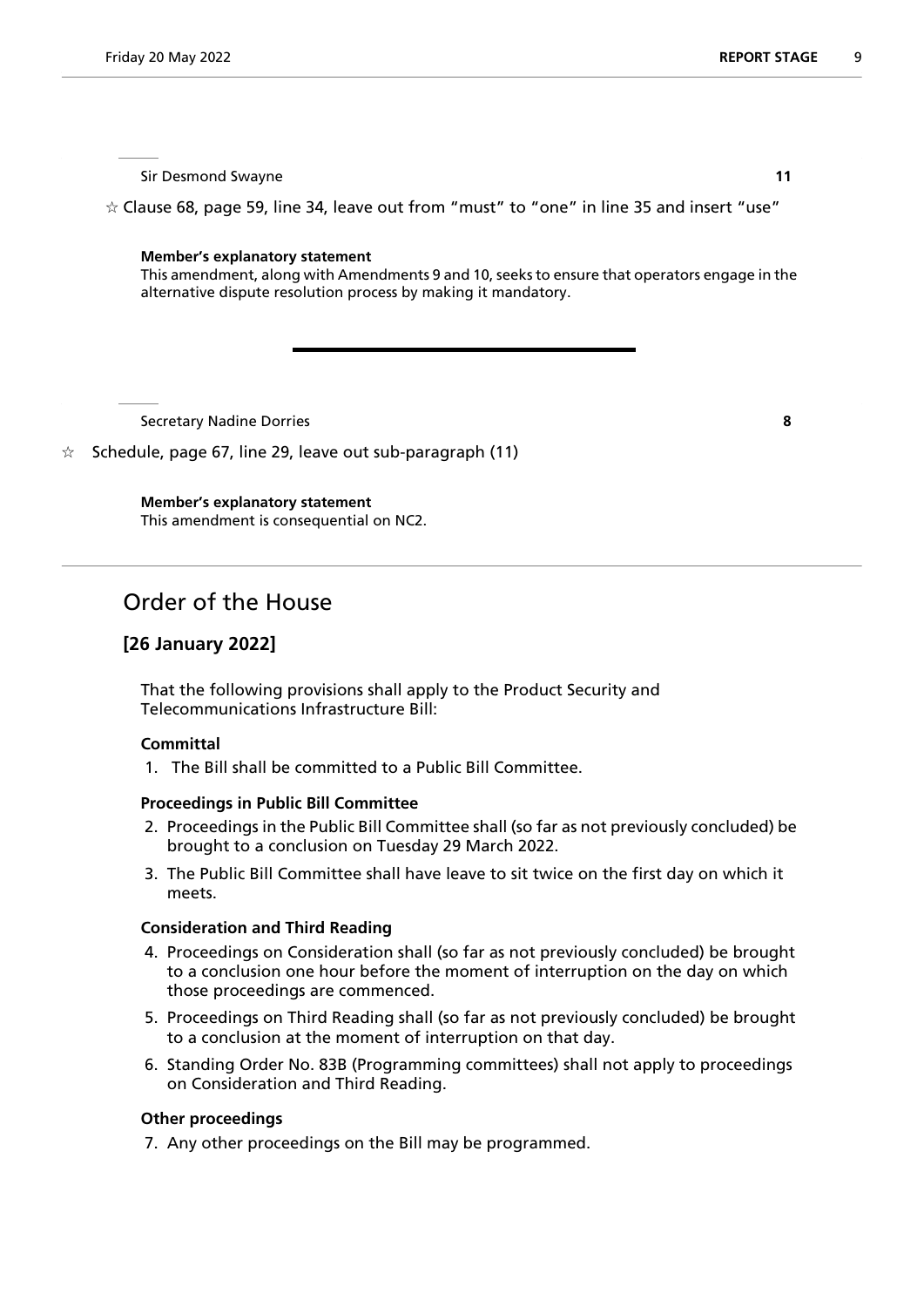Sir Desmond Swayne **11**

☆ Clause 68, page 59, line 34, leave out from "must" to "one" in line 35 and insert "use"

**Member's explanatory statement**
This amendment, along with Amendments 9 and 10, seeks to ensure that operators engage in the alternative dispute resolution process by making it mandatory.

---

Secretary Nadine Dorries **8**

☆ Schedule, page 67, line 29, leave out sub-paragraph (11)

**Member's explanatory statement**
This amendment is consequential on NC2.

## Order of the House

### [26 January 2022]

That the following provisions shall apply to the Product Security and Telecommunications Infrastructure Bill:

**Committal**

1. The Bill shall be committed to a Public Bill Committee.

**Proceedings in Public Bill Committee**

2. Proceedings in the Public Bill Committee shall (so far as not previously concluded) be brought to a conclusion on Tuesday 29 March 2022.
3. The Public Bill Committee shall have leave to sit twice on the first day on which it meets.

**Consideration and Third Reading**

4. Proceedings on Consideration shall (so far as not previously concluded) be brought to a conclusion one hour before the moment of interruption on the day on which those proceedings are commenced.
5. Proceedings on Third Reading shall (so far as not previously concluded) be brought to a conclusion at the moment of interruption on that day.
6. Standing Order No. 83B (Programming committees) shall not apply to proceedings on Consideration and Third Reading.

**Other proceedings**

7. Any other proceedings on the Bill may be programmed.